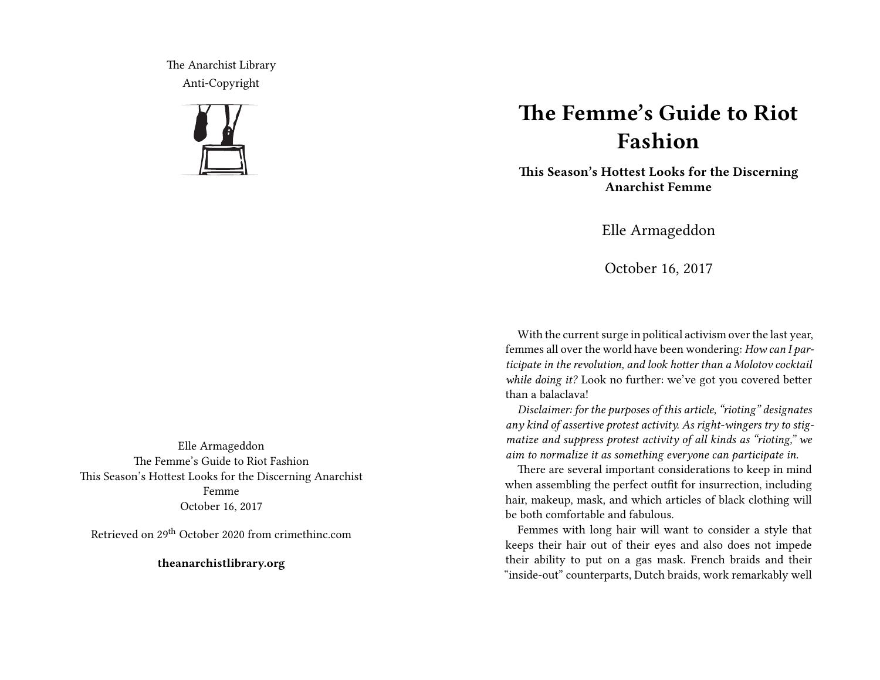The Anarchist Library
Anti-Copyright

Elle Armageddon
The Femme's Guide to Riot Fashion
This Season's Hottest Looks for the Discerning Anarchist Femme
October 16, 2017

Retrieved on 29th October 2020 from crimethinc.com

**theanarchistlibrary.org**

# The Femme's Guide to Riot Fashion

**This Season's Hottest Looks for the Discerning Anarchist Femme**

Elle Armageddon

October 16, 2017

With the current surge in political activism over the last year, femmes all over the world have been wondering: *How can I participate in the revolution, and look hotter than a Molotov cocktail while doing it?* Look no further: we've got you covered better than a balaclava!

*Disclaimer: for the purposes of this article, "rioting" designates any kind of assertive protest activity. As right-wingers try to stigmatize and suppress protest activity of all kinds as "rioting," we aim to normalize it as something everyone can participate in.*

There are several important considerations to keep in mind when assembling the perfect outfit for insurrection, including hair, makeup, mask, and which articles of black clothing will be both comfortable and fabulous.

Femmes with long hair will want to consider a style that keeps their hair out of their eyes and also does not impede their ability to put on a gas mask. French braids and their "inside-out" counterparts, Dutch braids, work remarkably well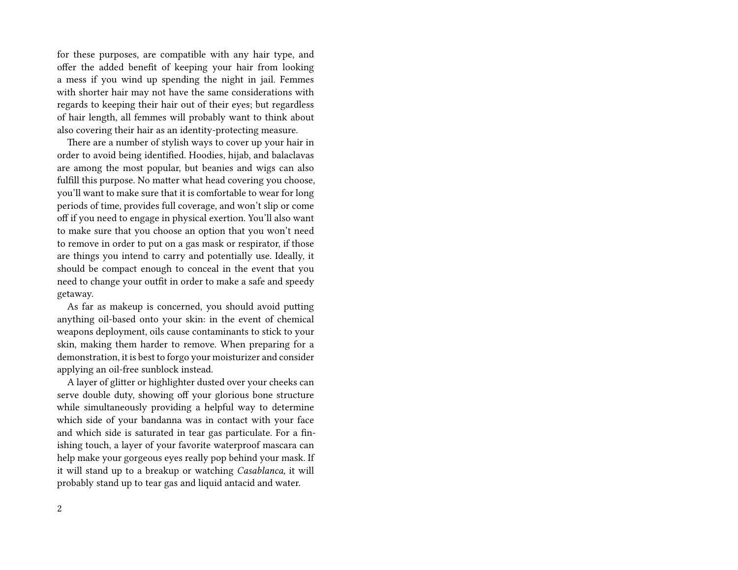for these purposes, are compatible with any hair type, and offer the added benefit of keeping your hair from looking a mess if you wind up spending the night in jail. Femmes with shorter hair may not have the same considerations with regards to keeping their hair out of their eyes; but regardless of hair length, all femmes will probably want to think about also covering their hair as an identity-protecting measure.

There are a number of stylish ways to cover up your hair in order to avoid being identified. Hoodies, hijab, and balaclavas are among the most popular, but beanies and wigs can also fulfill this purpose. No matter what head covering you choose, you'll want to make sure that it is comfortable to wear for long periods of time, provides full coverage, and won't slip or come off if you need to engage in physical exertion. You'll also want to make sure that you choose an option that you won't need to remove in order to put on a gas mask or respirator, if those are things you intend to carry and potentially use. Ideally, it should be compact enough to conceal in the event that you need to change your outfit in order to make a safe and speedy getaway.

As far as makeup is concerned, you should avoid putting anything oil-based onto your skin: in the event of chemical weapons deployment, oils cause contaminants to stick to your skin, making them harder to remove. When preparing for a demonstration, it is best to forgo your moisturizer and consider applying an oil-free sunblock instead.

A layer of glitter or highlighter dusted over your cheeks can serve double duty, showing off your glorious bone structure while simultaneously providing a helpful way to determine which side of your bandanna was in contact with your face and which side is saturated in tear gas particulate. For a finishing touch, a layer of your favorite waterproof mascara can help make your gorgeous eyes really pop behind your mask. If it will stand up to a breakup or watching *Casablanca,* it will probably stand up to tear gas and liquid antacid and water.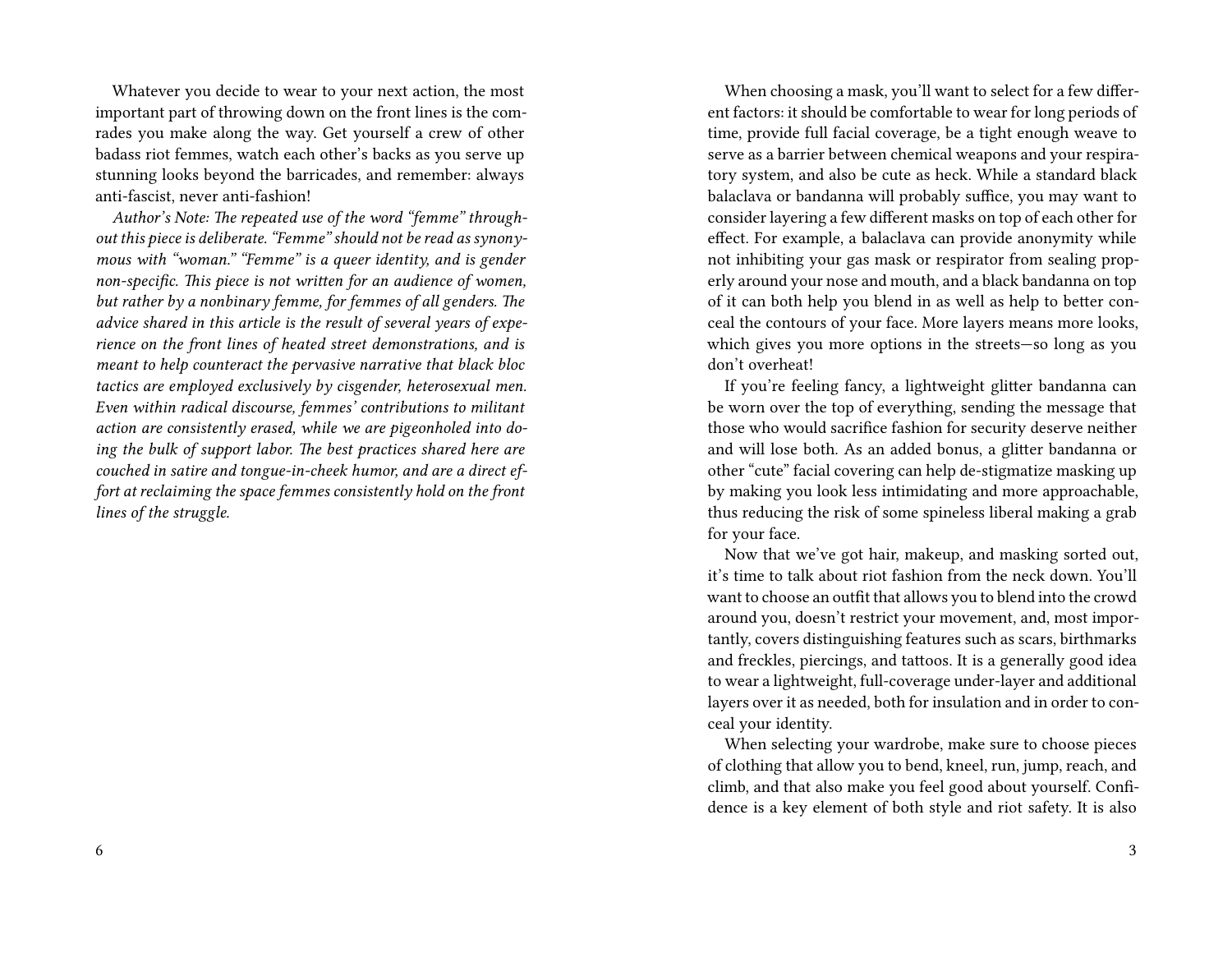Whatever you decide to wear to your next action, the most important part of throwing down on the front lines is the comrades you make along the way. Get yourself a crew of other badass riot femmes, watch each other's backs as you serve up stunning looks beyond the barricades, and remember: always anti-fascist, never anti-fashion!

*Author's Note: The repeated use of the word "femme" throughout this piece is deliberate. "Femme" should not be read as synonymous with "woman." "Femme" is a queer identity, and is gender non-specific. This piece is not written for an audience of women, but rather by a nonbinary femme, for femmes of all genders. The advice shared in this article is the result of several years of experience on the front lines of heated street demonstrations, and is meant to help counteract the pervasive narrative that black bloc tactics are employed exclusively by cisgender, heterosexual men. Even within radical discourse, femmes' contributions to militant action are consistently erased, while we are pigeonholed into doing the bulk of support labor. The best practices shared here are couched in satire and tongue-in-cheek humor, and are a direct effort at reclaiming the space femmes consistently hold on the front lines of the struggle.*

When choosing a mask, you'll want to select for a few different factors: it should be comfortable to wear for long periods of time, provide full facial coverage, be a tight enough weave to serve as a barrier between chemical weapons and your respiratory system, and also be cute as heck. While a standard black balaclava or bandanna will probably suffice, you may want to consider layering a few different masks on top of each other for effect. For example, a balaclava can provide anonymity while not inhibiting your gas mask or respirator from sealing properly around your nose and mouth, and a black bandanna on top of it can both help you blend in as well as help to better conceal the contours of your face. More layers means more looks, which gives you more options in the streets—so long as you don't overheat!

If you're feeling fancy, a lightweight glitter bandanna can be worn over the top of everything, sending the message that those who would sacrifice fashion for security deserve neither and will lose both. As an added bonus, a glitter bandanna or other "cute" facial covering can help de-stigmatize masking up by making you look less intimidating and more approachable, thus reducing the risk of some spineless liberal making a grab for your face.

Now that we've got hair, makeup, and masking sorted out, it's time to talk about riot fashion from the neck down. You'll want to choose an outfit that allows you to blend into the crowd around you, doesn't restrict your movement, and, most importantly, covers distinguishing features such as scars, birthmarks and freckles, piercings, and tattoos. It is a generally good idea to wear a lightweight, full-coverage under-layer and additional layers over it as needed, both for insulation and in order to conceal your identity.

When selecting your wardrobe, make sure to choose pieces of clothing that allow you to bend, kneel, run, jump, reach, and climb, and that also make you feel good about yourself. Confidence is a key element of both style and riot safety. It is also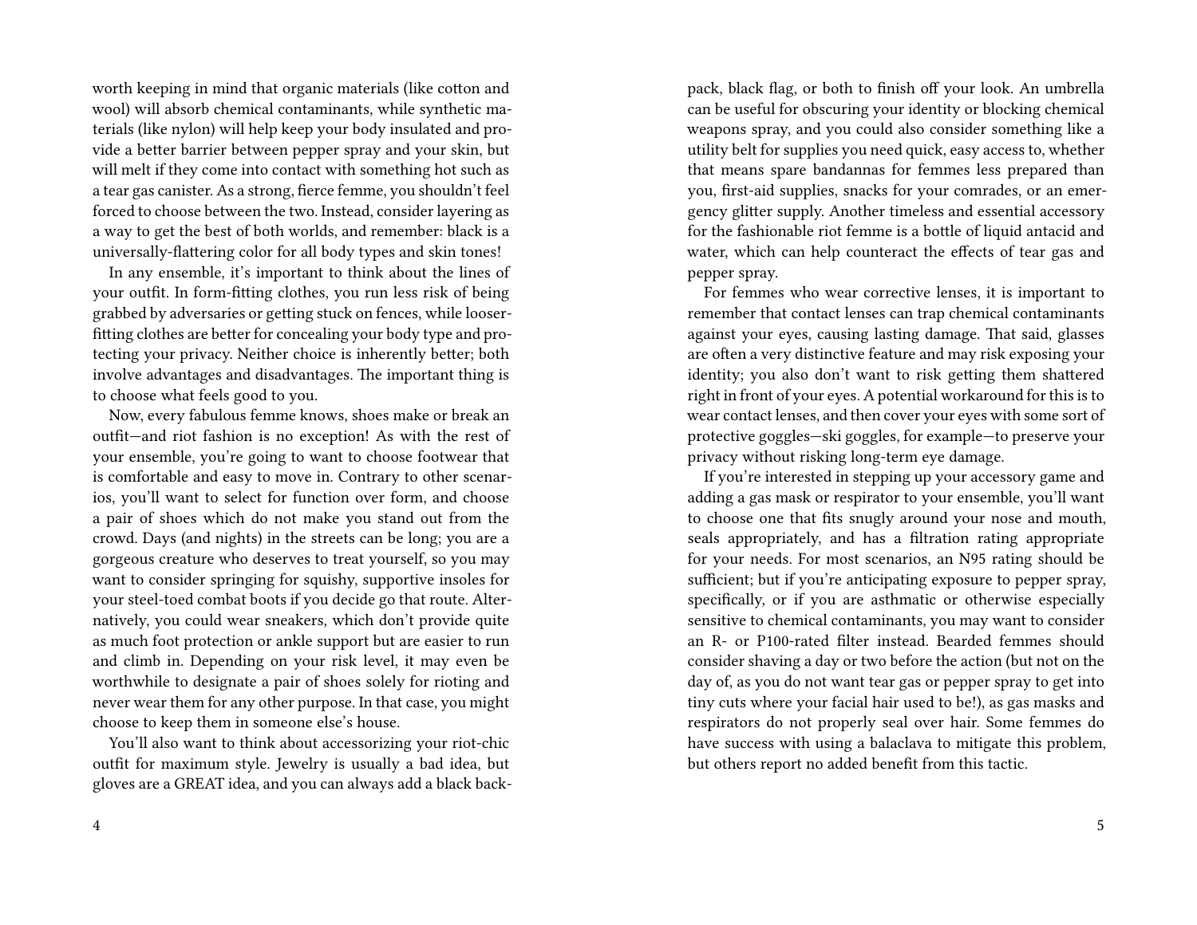worth keeping in mind that organic materials (like cotton and wool) will absorb chemical contaminants, while synthetic materials (like nylon) will help keep your body insulated and provide a better barrier between pepper spray and your skin, but will melt if they come into contact with something hot such as a tear gas canister. As a strong, fierce femme, you shouldn't feel forced to choose between the two. Instead, consider layering as a way to get the best of both worlds, and remember: black is a universally-flattering color for all body types and skin tones!

In any ensemble, it's important to think about the lines of your outfit. In form-fitting clothes, you run less risk of being grabbed by adversaries or getting stuck on fences, while looser-fitting clothes are better for concealing your body type and protecting your privacy. Neither choice is inherently better; both involve advantages and disadvantages. The important thing is to choose what feels good to you.

Now, every fabulous femme knows, shoes make or break an outfit—and riot fashion is no exception! As with the rest of your ensemble, you're going to want to choose footwear that is comfortable and easy to move in. Contrary to other scenarios, you'll want to select for function over form, and choose a pair of shoes which do not make you stand out from the crowd. Days (and nights) in the streets can be long; you are a gorgeous creature who deserves to treat yourself, so you may want to consider springing for squishy, supportive insoles for your steel-toed combat boots if you decide go that route. Alternatively, you could wear sneakers, which don't provide quite as much foot protection or ankle support but are easier to run and climb in. Depending on your risk level, it may even be worthwhile to designate a pair of shoes solely for rioting and never wear them for any other purpose. In that case, you might choose to keep them in someone else's house.

You'll also want to think about accessorizing your riot-chic outfit for maximum style. Jewelry is usually a bad idea, but gloves are a GREAT idea, and you can always add a black backpack, black flag, or both to finish off your look. An umbrella can be useful for obscuring your identity or blocking chemical weapons spray, and you could also consider something like a utility belt for supplies you need quick, easy access to, whether that means spare bandannas for femmes less prepared than you, first-aid supplies, snacks for your comrades, or an emergency glitter supply. Another timeless and essential accessory for the fashionable riot femme is a bottle of liquid antacid and water, which can help counteract the effects of tear gas and pepper spray.

For femmes who wear corrective lenses, it is important to remember that contact lenses can trap chemical contaminants against your eyes, causing lasting damage. That said, glasses are often a very distinctive feature and may risk exposing your identity; you also don't want to risk getting them shattered right in front of your eyes. A potential workaround for this is to wear contact lenses, and then cover your eyes with some sort of protective goggles—ski goggles, for example—to preserve your privacy without risking long-term eye damage.

If you're interested in stepping up your accessory game and adding a gas mask or respirator to your ensemble, you'll want to choose one that fits snugly around your nose and mouth, seals appropriately, and has a filtration rating appropriate for your needs. For most scenarios, an N95 rating should be sufficient; but if you're anticipating exposure to pepper spray, specifically, or if you are asthmatic or otherwise especially sensitive to chemical contaminants, you may want to consider an R- or P100-rated filter instead. Bearded femmes should consider shaving a day or two before the action (but not on the day of, as you do not want tear gas or pepper spray to get into tiny cuts where your facial hair used to be!), as gas masks and respirators do not properly seal over hair. Some femmes do have success with using a balaclava to mitigate this problem, but others report no added benefit from this tactic.